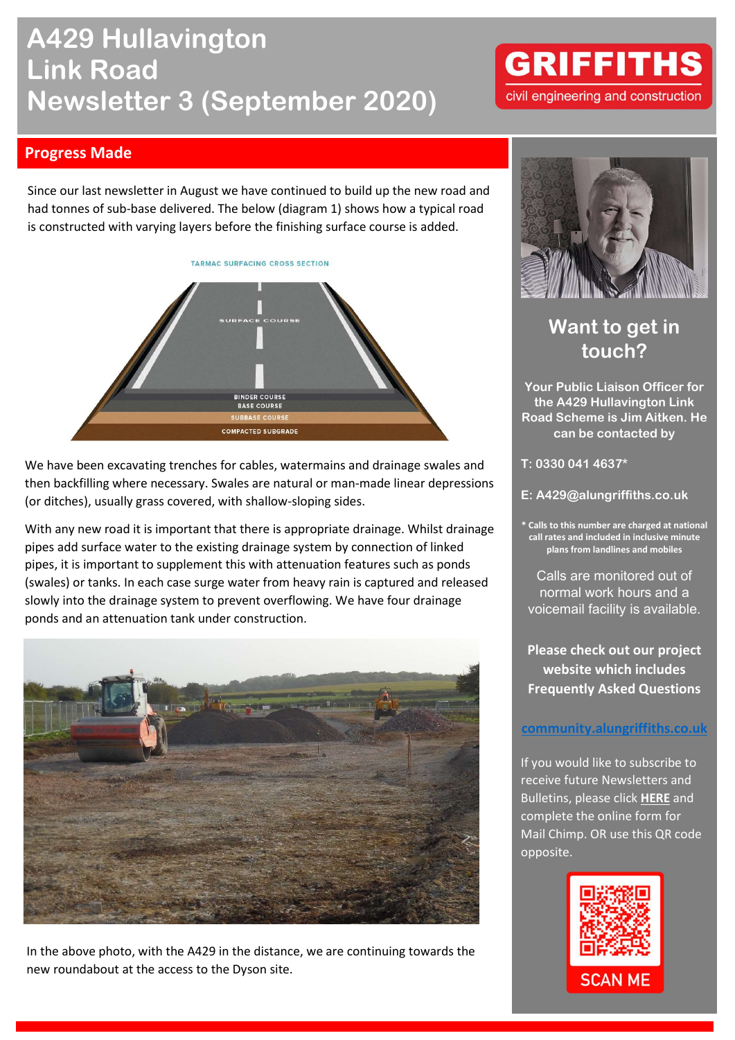# A429 Hullavington Link Road Newsletter 3 (September 2020)

GRIFFITHS
civil engineering and construction

## Progress Made

Since our last newsletter in August we have continued to build up the new road and had tonnes of sub-base delivered. The below (diagram 1) shows how a typical road is constructed with varying layers before the finishing surface course is added.

TARMAC SURFACING CROSS SECTION

SURFACE COURSE
BINDER COURSE
BASE COURSE
SUBBASE COURSE
COMPACTED SUBGRADE

We have been excavating trenches for cables, watermains and drainage swales and then backfilling where necessary. Swales are natural or man-made linear depressions (or ditches), usually grass covered, with shallow-sloping sides.

With any new road it is important that there is appropriate drainage. Whilst drainage pipes add surface water to the existing drainage system by connection of linked pipes, it is important to supplement this with attenuation features such as ponds (swales) or tanks. In each case surge water from heavy rain is captured and released slowly into the drainage system to prevent overflowing. We have four drainage ponds and an attenuation tank under construction.

In the above photo, with the A429 in the distance, we are continuing towards the new roundabout at the access to the Dyson site.

## Want to get in touch?

**Your Public Liaison Officer for the A429 Hullavington Link Road Scheme is Jim Aitken. He can be contacted by**

**T: 0330 041 4637***

**E: A429@alungriffiths.co.uk**

**\* Calls to this number are charged at national call rates and included in inclusive minute plans from landlines and mobiles**

Calls are monitored out of normal work hours and a voicemail facility is available.

**Please check out our project website which includes Frequently Asked Questions**

**community.alungriffiths.co.uk**

If you would like to subscribe to receive future Newsletters and Bulletins, please click **HERE** and complete the online form for Mail Chimp. OR use this QR code opposite.

SCAN ME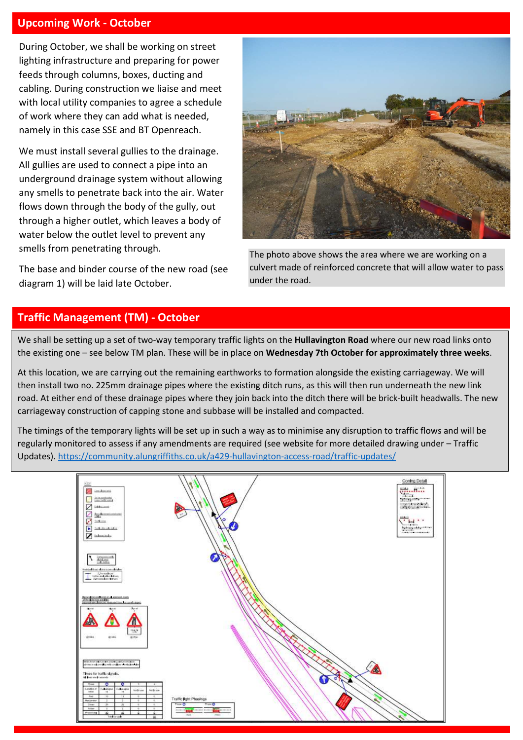## Upcoming Work - October

During October, we shall be working on street lighting infrastructure and preparing for power feeds through columns, boxes, ducting and cabling. During construction we liaise and meet with local utility companies to agree a schedule of work where they can add what is needed, namely in this case SSE and BT Openreach.

We must install several gullies to the drainage. All gullies are used to connect a pipe into an underground drainage system without allowing any smells to penetrate back into the air. Water flows down through the body of the gully, out through a higher outlet, which leaves a body of water below the outlet level to prevent any smells from penetrating through.

The base and binder course of the new road (see diagram 1) will be laid late October.

The photo above shows the area where we are working on a culvert made of reinforced concrete that will allow water to pass under the road.

## Traffic Management (TM) - October

We shall be setting up a set of two-way temporary traffic lights on the **Hullavington Road** where our new road links onto the existing one – see below TM plan. These will be in place on **Wednesday 7th October for approximately three weeks**.

At this location, we are carrying out the remaining earthworks to formation alongside the existing carriageway. We will then install two no. 225mm drainage pipes where the existing ditch runs, as this will then run underneath the new link road. At either end of these drainage pipes where they join back into the ditch there will be brick-built headwalls. The new carriageway construction of capping stone and subbase will be installed and compacted.

The timings of the temporary lights will be set up in such a way as to minimise any disruption to traffic flows and will be regularly monitored to assess if any amendments are required (see website for more detailed drawing under – Traffic Updates). https://community.alungriffiths.co.uk/a429-hullavington-access-road/traffic-updates/